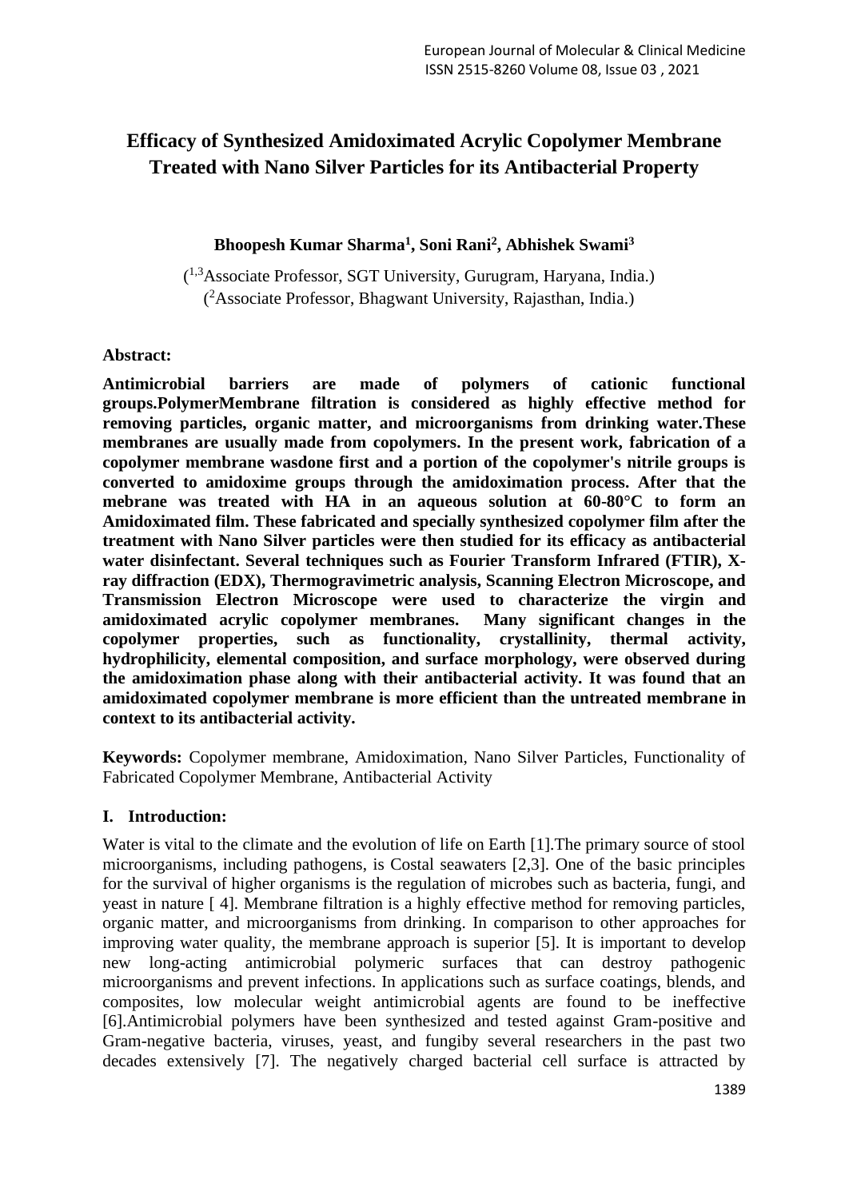# Efficacy of Synthesized Amidoximated Acrylic Copolymer Membrane Treated with Nano Silver Particles for its Antibacterial Property

**Bhoopesh Kumar Sharma[1], Soni Rani[2], Abhishek Swami[3]**

([1,3]Associate Professor, SGT University, Gurugram, Haryana, India.)
([2]Associate Professor, Bhagwant University, Rajasthan, India.)

**Abstract:**

**Antimicrobial barriers are made of polymers of cationic functional groups.PolymerMembrane filtration is considered as highly effective method for removing particles, organic matter, and microorganisms from drinking water.These membranes are usually made from copolymers. In the present work, fabrication of a copolymer membrane wasdone first and a portion of the copolymer's nitrile groups is converted to amidoxime groups through the amidoximation process. After that the mebrane was treated with HA in an aqueous solution at 60-80°C to form an Amidoximated film. These fabricated and specially synthesized copolymer film after the treatment with Nano Silver particles were then studied for its efficacy as antibacterial water disinfectant. Several techniques such as Fourier Transform Infrared (FTIR), X-ray diffraction (EDX), Thermogravimetric analysis, Scanning Electron Microscope, and Transmission Electron Microscope were used to characterize the virgin and amidoximated acrylic copolymer membranes. Many significant changes in the copolymer properties, such as functionality, crystallinity, thermal activity, hydrophilicity, elemental composition, and surface morphology, were observed during the amidoximation phase along with their antibacterial activity. It was found that an amidoximated copolymer membrane is more efficient than the untreated membrane in context to its antibacterial activity.**

**Keywords:** Copolymer membrane, Amidoximation, Nano Silver Particles, Functionality of Fabricated Copolymer Membrane, Antibacterial Activity

## I. Introduction:

Water is vital to the climate and the evolution of life on Earth [1].The primary source of stool microorganisms, including pathogens, is Costal seawaters [2,3]. One of the basic principles for the survival of higher organisms is the regulation of microbes such as bacteria, fungi, and yeast in nature [ 4]. Membrane filtration is a highly effective method for removing particles, organic matter, and microorganisms from drinking. In comparison to other approaches for improving water quality, the membrane approach is superior [5]. It is important to develop new long-acting antimicrobial polymeric surfaces that can destroy pathogenic microorganisms and prevent infections. In applications such as surface coatings, blends, and composites, low molecular weight antimicrobial agents are found to be ineffective [6].Antimicrobial polymers have been synthesized and tested against Gram-positive and Gram-negative bacteria, viruses, yeast, and fungiby several researchers in the past two decades extensively [7]. The negatively charged bacterial cell surface is attracted by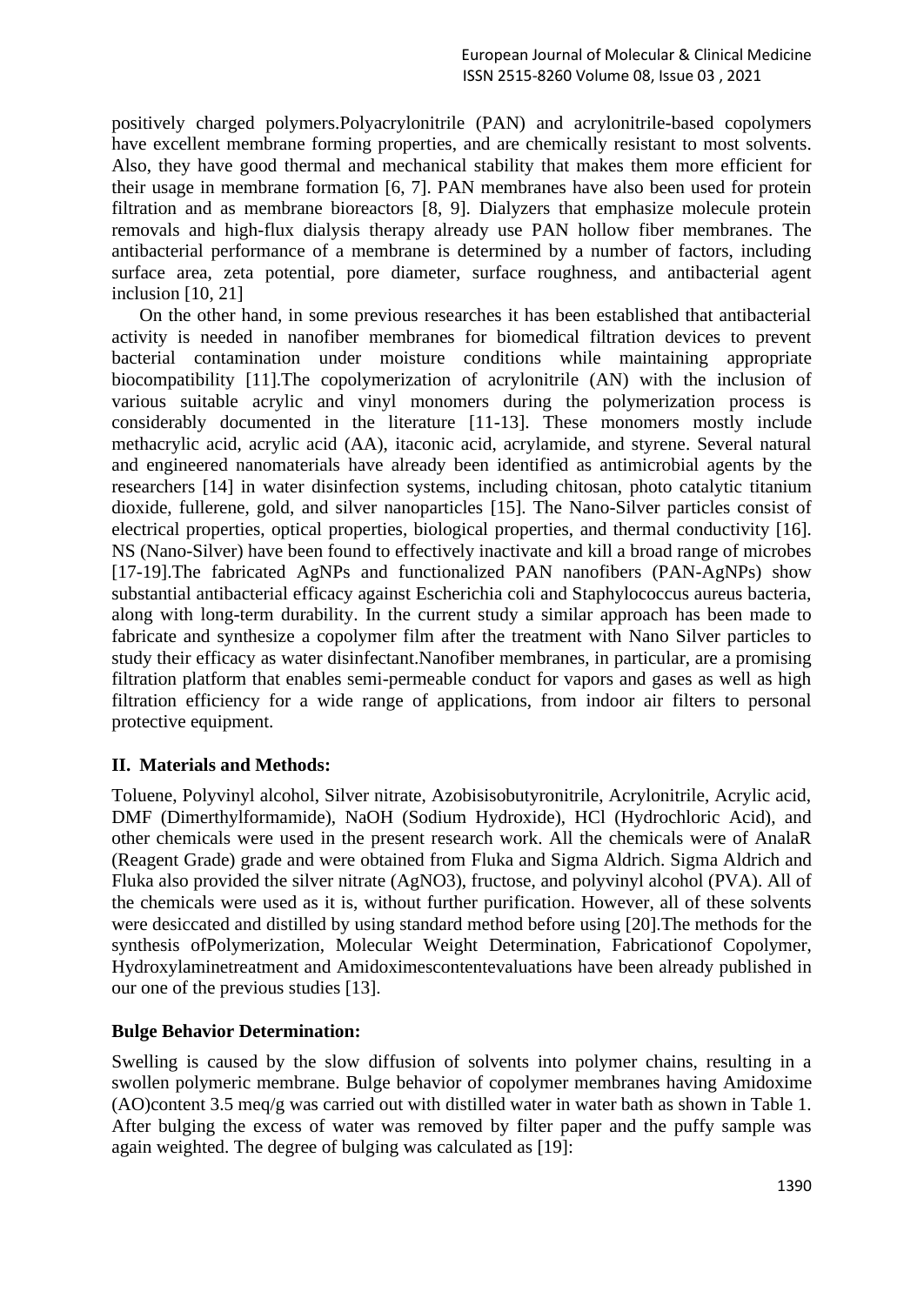positively charged polymers.Polyacrylonitrile (PAN) and acrylonitrile-based copolymers have excellent membrane forming properties, and are chemically resistant to most solvents. Also, they have good thermal and mechanical stability that makes them more efficient for their usage in membrane formation [6, 7]. PAN membranes have also been used for protein filtration and as membrane bioreactors [8, 9]. Dialyzers that emphasize molecule protein removals and high-flux dialysis therapy already use PAN hollow fiber membranes. The antibacterial performance of a membrane is determined by a number of factors, including surface area, zeta potential, pore diameter, surface roughness, and antibacterial agent inclusion [10, 21]

On the other hand, in some previous researches it has been established that antibacterial activity is needed in nanofiber membranes for biomedical filtration devices to prevent bacterial contamination under moisture conditions while maintaining appropriate biocompatibility [11].The copolymerization of acrylonitrile (AN) with the inclusion of various suitable acrylic and vinyl monomers during the polymerization process is considerably documented in the literature [11-13]. These monomers mostly include methacrylic acid, acrylic acid (AA), itaconic acid, acrylamide, and styrene. Several natural and engineered nanomaterials have already been identified as antimicrobial agents by the researchers [14] in water disinfection systems, including chitosan, photo catalytic titanium dioxide, fullerene, gold, and silver nanoparticles [15]. The Nano-Silver particles consist of electrical properties, optical properties, biological properties, and thermal conductivity [16]. NS (Nano-Silver) have been found to effectively inactivate and kill a broad range of microbes [17-19].The fabricated AgNPs and functionalized PAN nanofibers (PAN-AgNPs) show substantial antibacterial efficacy against Escherichia coli and Staphylococcus aureus bacteria, along with long-term durability. In the current study a similar approach has been made to fabricate and synthesize a copolymer film after the treatment with Nano Silver particles to study their efficacy as water disinfectant.Nanofiber membranes, in particular, are a promising filtration platform that enables semi-permeable conduct for vapors and gases as well as high filtration efficiency for a wide range of applications, from indoor air filters to personal protective equipment.

## II. Materials and Methods:

Toluene, Polyvinyl alcohol, Silver nitrate, Azobisisobutyronitrile, Acrylonitrile, Acrylic acid, DMF (Dimerthylformamide), NaOH (Sodium Hydroxide), HCl (Hydrochloric Acid), and other chemicals were used in the present research work. All the chemicals were of AnalaR (Reagent Grade) grade and were obtained from Fluka and Sigma Aldrich. Sigma Aldrich and Fluka also provided the silver nitrate ($AgNO_3$), fructose, and polyvinyl alcohol (PVA). All of the chemicals were used as it is, without further purification. However, all of these solvents were desiccated and distilled by using standard method before using [20].The methods for the synthesis ofPolymerization, Molecular Weight Determination, Fabricationof Copolymer, Hydroxylaminetreatment and Amidoximescontentevaluations have been already published in our one of the previous studies [13].

### Bulge Behavior Determination:

Swelling is caused by the slow diffusion of solvents into polymer chains, resulting in a swollen polymeric membrane. Bulge behavior of copolymer membranes having Amidoxime (AO)content 3.5 meq/g was carried out with distilled water in water bath as shown in Table 1. After bulging the excess of water was removed by filter paper and the puffy sample was again weighted. The degree of bulging was calculated as [19]: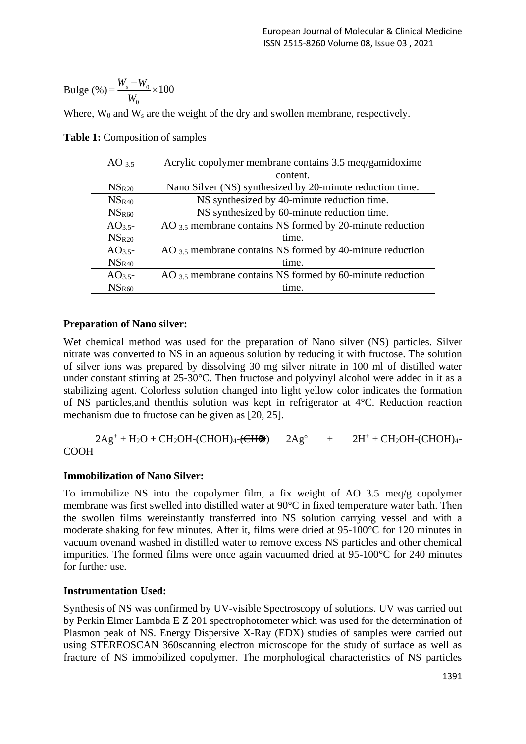$$\text{Bulge}\ (\%) = \frac{W_s - W_0}{W_0} \times 100$$

Where, $W_0$ and $W_s$ are the weight of the dry and swollen membrane, respectively.

**Table 1:** Composition of samples

| | |
|---|---|
| $AO_{3.5}$ | Acrylic copolymer membrane contains 3.5 meq/gamidoxime content. |
| $NS_{R20}$ | Nano Silver (NS) synthesized by 20-minute reduction time. |
| $NS_{R40}$ | NS synthesized by 40-minute reduction time. |
| $NS_{R60}$ | NS synthesized by 60-minute reduction time. |
| $AO_{3.5}$-$NS_{R20}$ | $AO_{3.5}$ membrane contains NS formed by 20-minute reduction time. |
| $AO_{3.5}$-$NS_{R40}$ | $AO_{3.5}$ membrane contains NS formed by 40-minute reduction time. |
| $AO_{3.5}$-$NS_{R60}$ | $AO_{3.5}$ membrane contains NS formed by 60-minute reduction time. |

**Preparation of Nano silver:**

Wet chemical method was used for the preparation of Nano silver (NS) particles. Silver nitrate was converted to NS in an aqueous solution by reducing it with fructose. The solution of silver ions was prepared by dissolving 30 mg silver nitrate in 100 ml of distilled water under constant stirring at 25-30°C. Then fructose and polyvinyl alcohol were added in it as a stabilizing agent. Colorless solution changed into light yellow color indicates the formation of NS particles,and thenthis solution was kept in refrigerator at 4°C. Reduction reaction mechanism due to fructose can be given as [20, 25].

$$2Ag^+ + H_2O + CH_2OH\text{-}(CHOH)_4\text{-}(CHO) \rightarrow 2Ag^o + 2H^+ + CH_2OH\text{-}(CHOH)_4\text{-}COOH$$

**Immobilization of Nano Silver:**

To immobilize NS into the copolymer film, a fix weight of AO 3.5 meq/g copolymer membrane was first swelled into distilled water at 90°C in fixed temperature water bath. Then the swollen films wereinstantly transferred into NS solution carrying vessel and with a moderate shaking for few minutes. After it, films were dried at 95-100°C for 120 minutes in vacuum ovenand washed in distilled water to remove excess NS particles and other chemical impurities. The formed films were once again vacuumed dried at 95-100°C for 240 minutes for further use.

**Instrumentation Used:**

Synthesis of NS was confirmed by UV-visible Spectroscopy of solutions. UV was carried out by Perkin Elmer Lambda E Z 201 spectrophotometer which was used for the determination of Plasmon peak of NS. Energy Dispersive X-Ray (EDX) studies of samples were carried out using STEREOSCAN 360scanning electron microscope for the study of surface as well as fracture of NS immobilized copolymer. The morphological characteristics of NS particles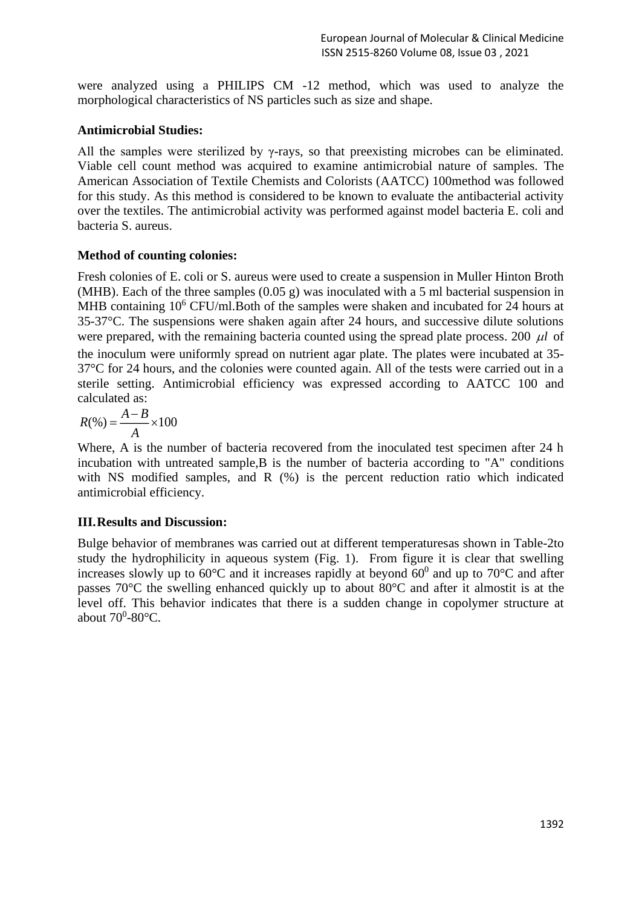were analyzed using a PHILIPS CM -12 method, which was used to analyze the morphological characteristics of NS particles such as size and shape.

**Antimicrobial Studies:**

All the samples were sterilized by γ-rays, so that preexisting microbes can be eliminated. Viable cell count method was acquired to examine antimicrobial nature of samples. The American Association of Textile Chemists and Colorists (AATCC) 100method was followed for this study. As this method is considered to be known to evaluate the antibacterial activity over the textiles. The antimicrobial activity was performed against model bacteria E. coli and bacteria S. aureus.

**Method of counting colonies:**

Fresh colonies of E. coli or S. aureus were used to create a suspension in Muller Hinton Broth (MHB). Each of the three samples (0.05 g) was inoculated with a 5 ml bacterial suspension in MHB containing $10^6$ CFU/ml.Both of the samples were shaken and incubated for 24 hours at 35-37°C. The suspensions were shaken again after 24 hours, and successive dilute solutions were prepared, with the remaining bacteria counted using the spread plate process. 200 $\mu l$ of the inoculum were uniformly spread on nutrient agar plate. The plates were incubated at 35-37°C for 24 hours, and the colonies were counted again. All of the tests were carried out in a sterile setting. Antimicrobial efficiency was expressed according to AATCC 100 and calculated as:

$$R(\%) = \frac{A-B}{A} \times 100$$

Where, A is the number of bacteria recovered from the inoculated test specimen after 24 h incubation with untreated sample,B is the number of bacteria according to "A" conditions with NS modified samples, and R (%) is the percent reduction ratio which indicated antimicrobial efficiency.

## III. Results and Discussion:

Bulge behavior of membranes was carried out at different temperaturesas shown in Table-2to study the hydrophilicity in aqueous system (Fig. 1). From figure it is clear that swelling increases slowly up to 60°C and it increases rapidly at beyond $60^0$ and up to 70°C and after passes 70°C the swelling enhanced quickly up to about 80°C and after it almostit is at the level off. This behavior indicates that there is a sudden change in copolymer structure at about $70^0$-80°C.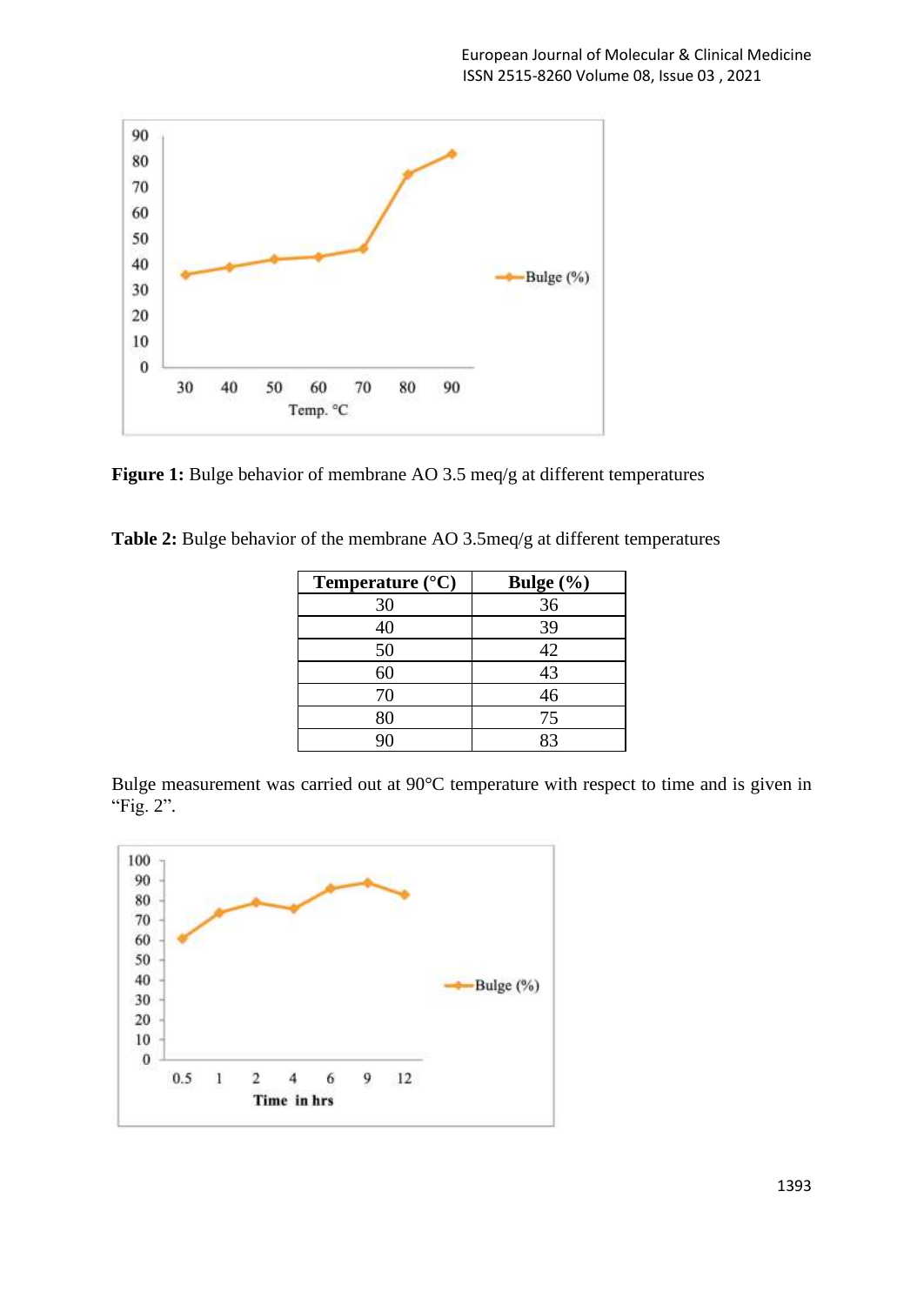**Figure 1:** Bulge behavior of membrane AO 3.5 meq/g at different temperatures

**Table 2:** Bulge behavior of the membrane AO 3.5meq/g at different temperatures

| Temperature (°C) | Bulge (%) |
|---|---|
| 30 | 36 |
| 40 | 39 |
| 50 | 42 |
| 60 | 43 |
| 70 | 46 |
| 80 | 75 |
| 90 | 83 |

Bulge measurement was carried out at 90°C temperature with respect to time and is given in "Fig. 2".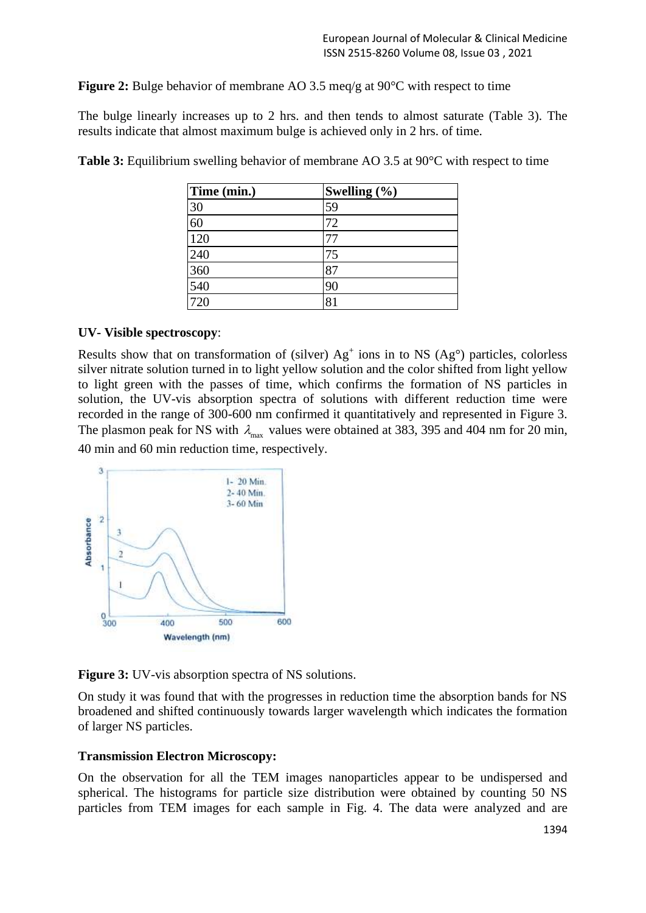**Figure 2:** Bulge behavior of membrane AO 3.5 meq/g at 90°C with respect to time

The bulge linearly increases up to 2 hrs. and then tends to almost saturate (Table 3). The results indicate that almost maximum bulge is achieved only in 2 hrs. of time.

**Table 3:** Equilibrium swelling behavior of membrane AO 3.5 at 90°C with respect to time

| Time (min.) | Swelling (%) |
| --- | --- |
| 30 | 59 |
| 60 | 72 |
| 120 | 77 |
| 240 | 75 |
| 360 | 87 |
| 540 | 90 |
| 720 | 81 |

**UV- Visible spectroscopy**:

Results show that on transformation of (silver) $Ag^+$ ions in to NS (Ag°) particles, colorless silver nitrate solution turned in to light yellow solution and the color shifted from light yellow to light green with the passes of time, which confirms the formation of NS particles in solution, the UV-vis absorption spectra of solutions with different reduction time were recorded in the range of 300-600 nm confirmed it quantitatively and represented in Figure 3. The plasmon peak for NS with $\lambda_{max}$ values were obtained at 383, 395 and 404 nm for 20 min, 40 min and 60 min reduction time, respectively.

**Figure 3:** UV-vis absorption spectra of NS solutions.

On study it was found that with the progresses in reduction time the absorption bands for NS broadened and shifted continuously towards larger wavelength which indicates the formation of larger NS particles.

**Transmission Electron Microscopy:**

On the observation for all the TEM images nanoparticles appear to be undispersed and spherical. The histograms for particle size distribution were obtained by counting 50 NS particles from TEM images for each sample in Fig. 4. The data were analyzed and are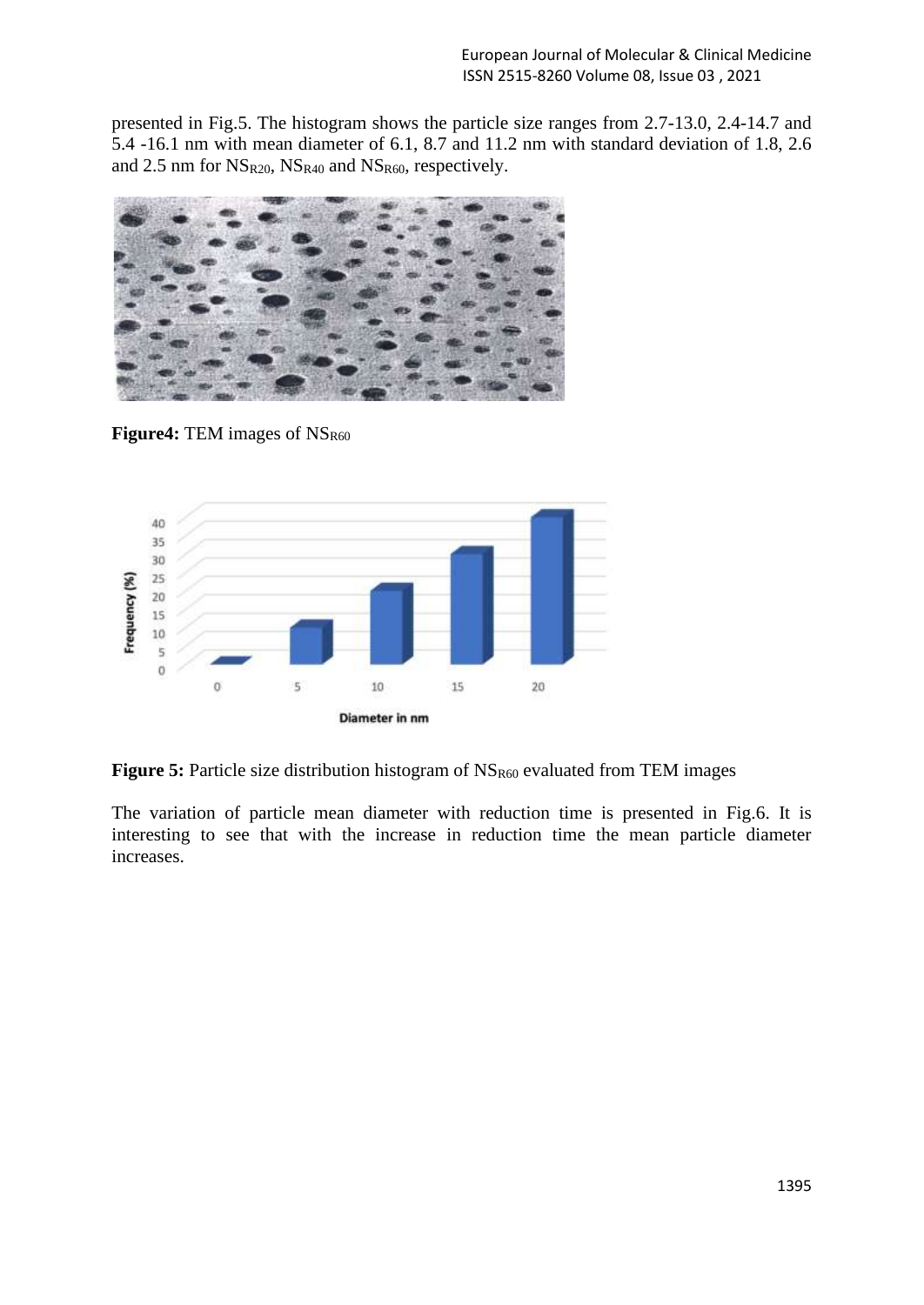presented in Fig.5. The histogram shows the particle size ranges from 2.7-13.0, 2.4-14.7 and 5.4 -16.1 nm with mean diameter of 6.1, 8.7 and 11.2 nm with standard deviation of 1.8, 2.6 and 2.5 nm for $NS_{R20}$, $NS_{R40}$ and $NS_{R60}$, respectively.

**Figure4:** TEM images of $NS_{R60}$

**Figure 5:** Particle size distribution histogram of $NS_{R60}$ evaluated from TEM images

The variation of particle mean diameter with reduction time is presented in Fig.6. It is interesting to see that with the increase in reduction time the mean particle diameter increases.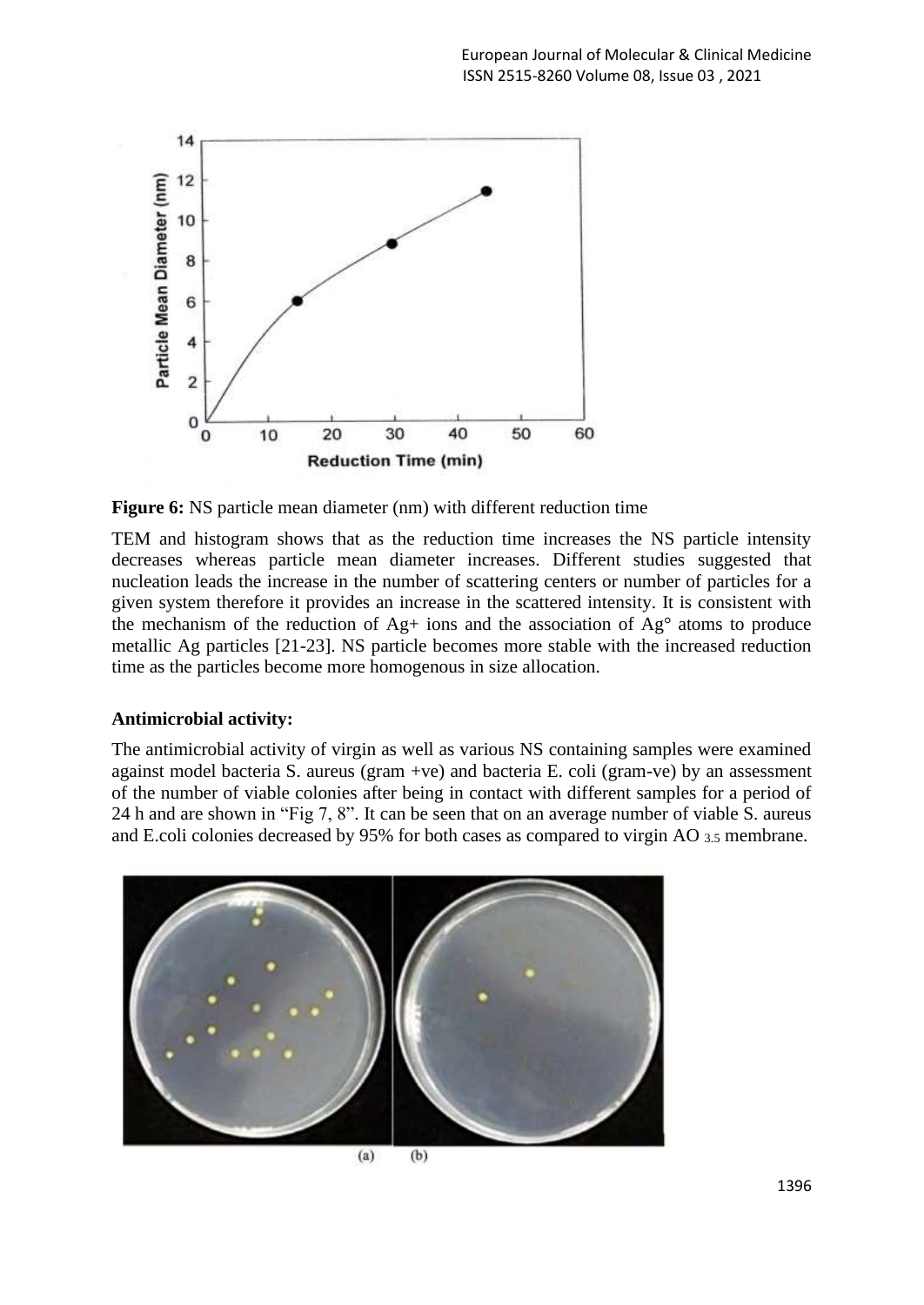**Figure 6:** NS particle mean diameter (nm) with different reduction time

TEM and histogram shows that as the reduction time increases the NS particle intensity decreases whereas particle mean diameter increases. Different studies suggested that nucleation leads the increase in the number of scattering centers or number of particles for a given system therefore it provides an increase in the scattered intensity. It is consistent with the mechanism of the reduction of $Ag^+$ ions and the association of Ag° atoms to produce metallic Ag particles [21-23]. NS particle becomes more stable with the increased reduction time as the particles become more homogenous in size allocation.

**Antimicrobial activity:**

The antimicrobial activity of virgin as well as various NS containing samples were examined against model bacteria S. aureus (gram +ve) and bacteria E. coli (gram-ve) by an assessment of the number of viable colonies after being in contact with different samples for a period of 24 h and are shown in "Fig 7, 8". It can be seen that on an average number of viable S. aureus and E.coli colonies decreased by 95% for both cases as compared to virgin $AO_{3.5}$ membrane.

(a) (b)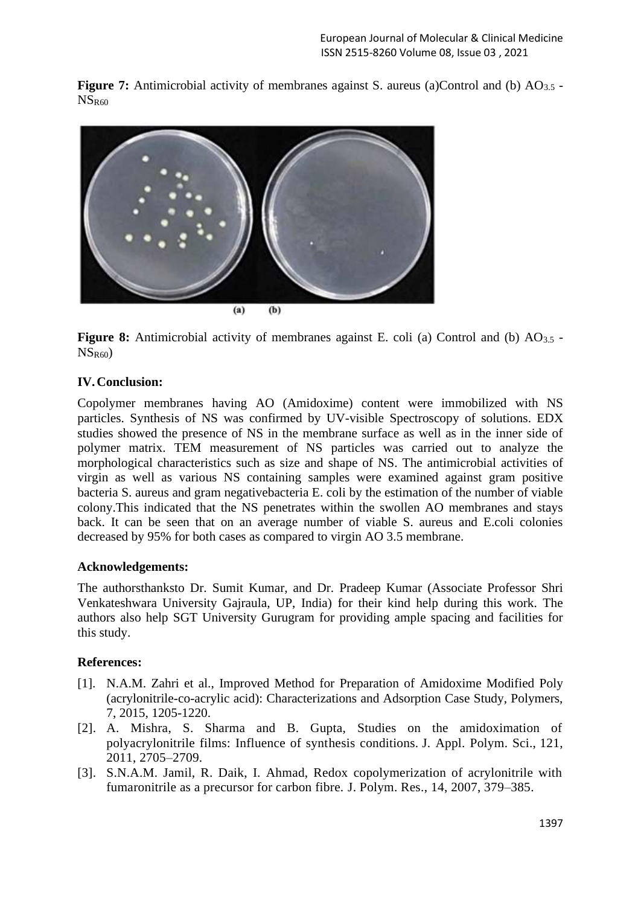**Figure 7:** Antimicrobial activity of membranes against S. aureus (a)Control and (b) $AO_{3.5}$ - $NS_{R60}$

(a) (b)

**Figure 8:** Antimicrobial activity of membranes against E. coli (a) Control and (b) $AO_{3.5}$ - $NS_{R60}$)

## IV. Conclusion:

Copolymer membranes having AO (Amidoxime) content were immobilized with NS particles. Synthesis of NS was confirmed by UV-visible Spectroscopy of solutions. EDX studies showed the presence of NS in the membrane surface as well as in the inner side of polymer matrix. TEM measurement of NS particles was carried out to analyze the morphological characteristics such as size and shape of NS. The antimicrobial activities of virgin as well as various NS containing samples were examined against gram positive bacteria S. aureus and gram negativebacteria E. coli by the estimation of the number of viable colony.This indicated that the NS penetrates within the swollen AO membranes and stays back. It can be seen that on an average number of viable S. aureus and E.coli colonies decreased by 95% for both cases as compared to virgin AO 3.5 membrane.

### Acknowledgements:

The authorsthanksto Dr. Sumit Kumar, and Dr. Pradeep Kumar (Associate Professor Shri Venkateshwara University Gajraula, UP, India) for their kind help during this work. The authors also help SGT University Gurugram for providing ample spacing and facilities for this study.

### References:

[1]. N.A.M. Zahri et al., Improved Method for Preparation of Amidoxime Modified Poly (acrylonitrile-co-acrylic acid): Characterizations and Adsorption Case Study, Polymers, 7, 2015, 1205-1220.

[2]. A. Mishra, S. Sharma and B. Gupta, Studies on the amidoximation of polyacrylonitrile films: Influence of synthesis conditions. J. Appl. Polym. Sci., 121, 2011, 2705–2709.

[3]. S.N.A.M. Jamil, R. Daik, I. Ahmad, Redox copolymerization of acrylonitrile with fumaronitrile as a precursor for carbon fibre. J. Polym. Res., 14, 2007, 379–385.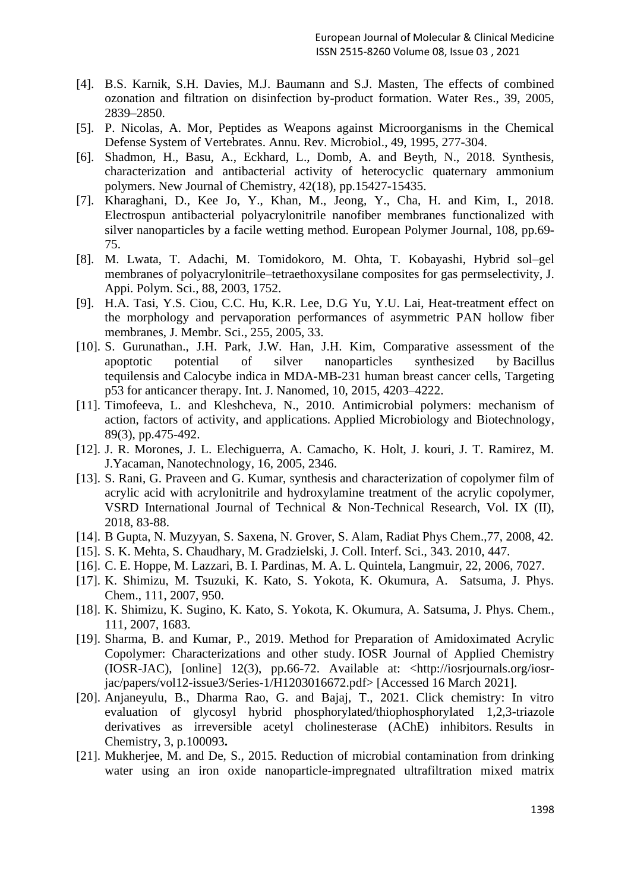[4]. B.S. Karnik, S.H. Davies, M.J. Baumann and S.J. Masten, The effects of combined ozonation and filtration on disinfection by-product formation. Water Res., 39, 2005, 2839–2850.

[5]. P. Nicolas, A. Mor, Peptides as Weapons against Microorganisms in the Chemical Defense System of Vertebrates. Annu. Rev. Microbiol., 49, 1995, 277-304.

[6]. Shadmon, H., Basu, A., Eckhard, L., Domb, A. and Beyth, N., 2018. Synthesis, characterization and antibacterial activity of heterocyclic quaternary ammonium polymers. New Journal of Chemistry, 42(18), pp.15427-15435.

[7]. Kharaghani, D., Kee Jo, Y., Khan, M., Jeong, Y., Cha, H. and Kim, I., 2018. Electrospun antibacterial polyacrylonitrile nanofiber membranes functionalized with silver nanoparticles by a facile wetting method. European Polymer Journal, 108, pp.69-75.

[8]. M. Lwata, T. Adachi, M. Tomidokoro, M. Ohta, T. Kobayashi, Hybrid sol–gel membranes of polyacrylonitrile–tetraethoxysilane composites for gas permselectivity, J. Appi. Polym. Sci., 88, 2003, 1752.

[9]. H.A. Tasi, Y.S. Ciou, C.C. Hu, K.R. Lee, D.G Yu, Y.U. Lai, Heat-treatment effect on the morphology and pervaporation performances of asymmetric PAN hollow fiber membranes, J. Membr. Sci., 255, 2005, 33.

[10]. S. Gurunathan., J.H. Park, J.W. Han, J.H. Kim, Comparative assessment of the apoptotic potential of silver nanoparticles synthesized by Bacillus tequilensis and Calocybe indica in MDA-MB-231 human breast cancer cells, Targeting p53 for anticancer therapy. Int. J. Nanomed, 10, 2015, 4203–4222.

[11]. Timofeeva, L. and Kleshcheva, N., 2010. Antimicrobial polymers: mechanism of action, factors of activity, and applications. Applied Microbiology and Biotechnology, 89(3), pp.475-492.

[12]. J. R. Morones, J. L. Elechiguerra, A. Camacho, K. Holt, J. kouri, J. T. Ramirez, M. J.Yacaman, Nanotechnology, 16, 2005, 2346.

[13]. S. Rani, G. Praveen and G. Kumar, synthesis and characterization of copolymer film of acrylic acid with acrylonitrile and hydroxylamine treatment of the acrylic copolymer, VSRD International Journal of Technical & Non-Technical Research, Vol. IX (II), 2018, 83-88.

[14]. B Gupta, N. Muzyyan, S. Saxena, N. Grover, S. Alam, Radiat Phys Chem.,77, 2008, 42.

[15]. S. K. Mehta, S. Chaudhary, M. Gradzielski, J. Coll. Interf. Sci., 343. 2010, 447.

[16]. C. E. Hoppe, M. Lazzari, B. I. Pardinas, M. A. L. Quintela, Langmuir, 22, 2006, 7027.

[17]. K. Shimizu, M. Tsuzuki, K. Kato, S. Yokota, K. Okumura, A. Satsuma, J. Phys. Chem., 111, 2007, 950.

[18]. K. Shimizu, K. Sugino, K. Kato, S. Yokota, K. Okumura, A. Satsuma, J. Phys. Chem., 111, 2007, 1683.

[19]. Sharma, B. and Kumar, P., 2019. Method for Preparation of Amidoximated Acrylic Copolymer: Characterizations and other study. IOSR Journal of Applied Chemistry (IOSR-JAC), [online] 12(3), pp.66-72. Available at: <http://iosrjournals.org/iosr-jac/papers/vol12-issue3/Series-1/H1203016672.pdf> [Accessed 16 March 2021].

[20]. Anjaneyulu, B., Dharma Rao, G. and Bajaj, T., 2021. Click chemistry: In vitro evaluation of glycosyl hybrid phosphorylated/thiophosphorylated 1,2,3-triazole derivatives as irreversible acetyl cholinesterase (AChE) inhibitors. Results in Chemistry, 3, p.100093**.**

[21]. Mukherjee, M. and De, S., 2015. Reduction of microbial contamination from drinking water using an iron oxide nanoparticle-impregnated ultrafiltration mixed matrix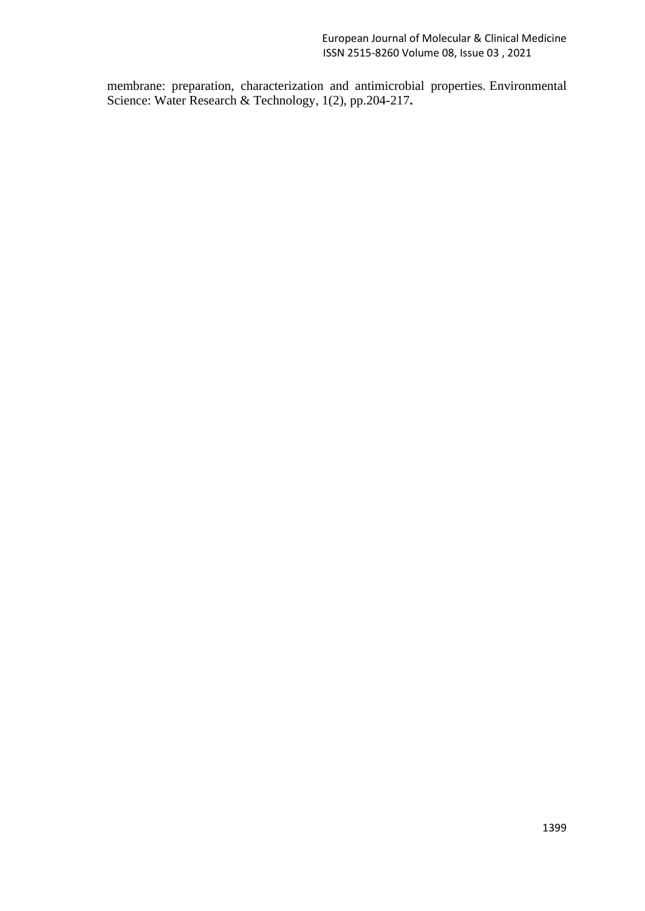membrane: preparation, characterization and antimicrobial properties. Environmental Science: Water Research & Technology, 1(2), pp.204-217.